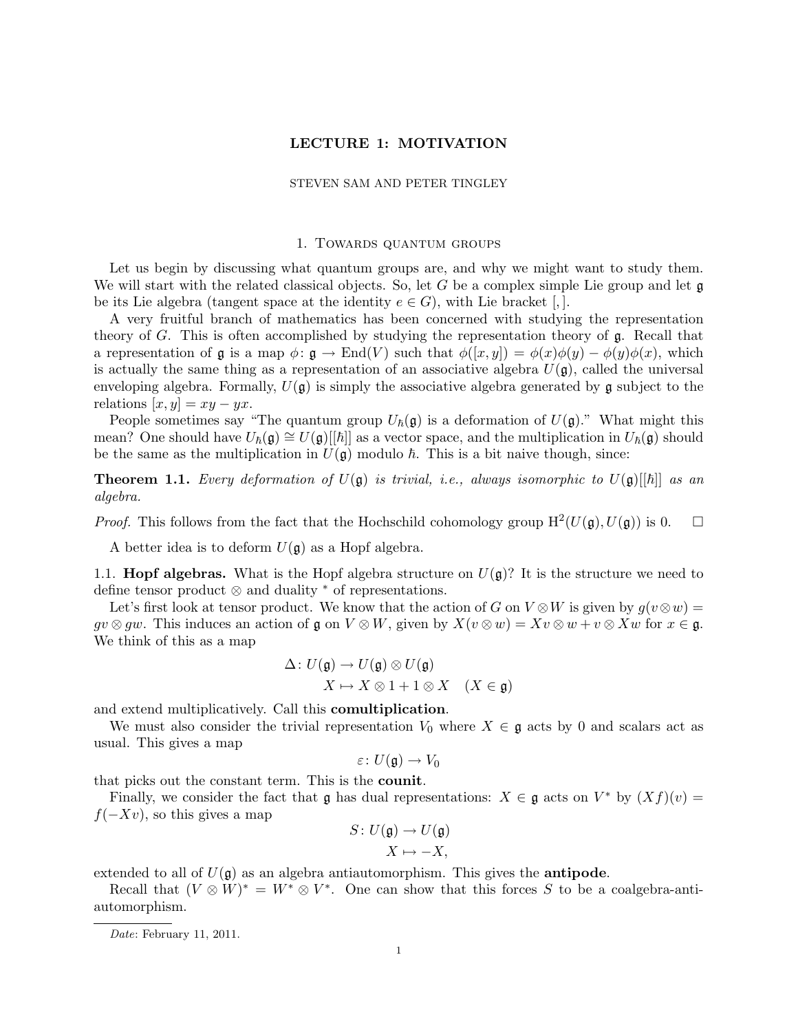# LECTURE 1: MOTIVATION

STEVEN SAM AND PETER TINGLEY

## 1. Towards quantum groups

Let us begin by discussing what quantum groups are, and why we might want to study them. We will start with the related classical objects. So, let $G$ be a complex simple Lie group and let $\mathfrak{g}$ be its Lie algebra (tangent space at the identity $e \in G$), with Lie bracket $[,]$.

A very fruitful branch of mathematics has been concerned with studying the representation theory of $G$. This is often accomplished by studying the representation theory of $\mathfrak{g}$. Recall that a representation of $\mathfrak{g}$ is a map $\phi\colon \mathfrak{g} \to \mathrm{End}(V)$ such that $\phi([x,y]) = \phi(x)\phi(y) - \phi(y)\phi(x)$, which is actually the same thing as a representation of an associative algebra $U(\mathfrak{g})$, called the universal enveloping algebra. Formally, $U(\mathfrak{g})$ is simply the associative algebra generated by $\mathfrak{g}$ subject to the relations $[x,y] = xy - yx$.

People sometimes say "The quantum group $U_\hbar(\mathfrak{g})$ is a deformation of $U(\mathfrak{g})$." What might this mean? One should have $U_\hbar(\mathfrak{g}) \cong U(\mathfrak{g})[[\hbar]]$ as a vector space, and the multiplication in $U_\hbar(\mathfrak{g})$ should be the same as the multiplication in $U(\mathfrak{g})$ modulo $\hbar$. This is a bit naive though, since:

**Theorem 1.1.** *Every deformation of $U(\mathfrak{g})$ is trivial, i.e., always isomorphic to $U(\mathfrak{g})[[\hbar]]$ as an algebra.*

*Proof.* This follows from the fact that the Hochschild cohomology group $\mathrm{H}^2(U(\mathfrak{g}), U(\mathfrak{g}))$ is 0. □

A better idea is to deform $U(\mathfrak{g})$ as a Hopf algebra.

### 1.1. Hopf algebras.

What is the Hopf algebra structure on $U(\mathfrak{g})$? It is the structure we need to define tensor product $\otimes$ and duality $^*$ of representations.

Let's first look at tensor product. We know that the action of $G$ on $V \otimes W$ is given by $g(v \otimes w) = gv \otimes gw$. This induces an action of $\mathfrak{g}$ on $V \otimes W$, given by $X(v \otimes w) = Xv \otimes w + v \otimes Xw$ for $x \in \mathfrak{g}$. We think of this as a map

$$\begin{aligned} \Delta\colon U(\mathfrak{g}) &\to U(\mathfrak{g}) \otimes U(\mathfrak{g}) \\ X &\mapsto X \otimes 1 + 1 \otimes X \quad (X \in \mathfrak{g}) \end{aligned}$$

and extend multiplicatively. Call this **comultiplication**.

We must also consider the trivial representation $V_0$ where $X \in \mathfrak{g}$ acts by 0 and scalars act as usual. This gives a map

$$\varepsilon\colon U(\mathfrak{g}) \to V_0$$

that picks out the constant term. This is the **counit**.

Finally, we consider the fact that $\mathfrak{g}$ has dual representations: $X \in \mathfrak{g}$ acts on $V^*$ by $(Xf)(v) = f(-Xv)$, so this gives a map

$$\begin{aligned} S\colon U(\mathfrak{g}) &\to U(\mathfrak{g}) \\ X &\mapsto -X, \end{aligned}$$

extended to all of $U(\mathfrak{g})$ as an algebra antiautomorphism. This gives the **antipode**.

Recall that $(V \otimes W)^* = W^* \otimes V^*$. One can show that this forces $S$ to be a coalgebra-anti-automorphism.

*Date*: February 11, 2011.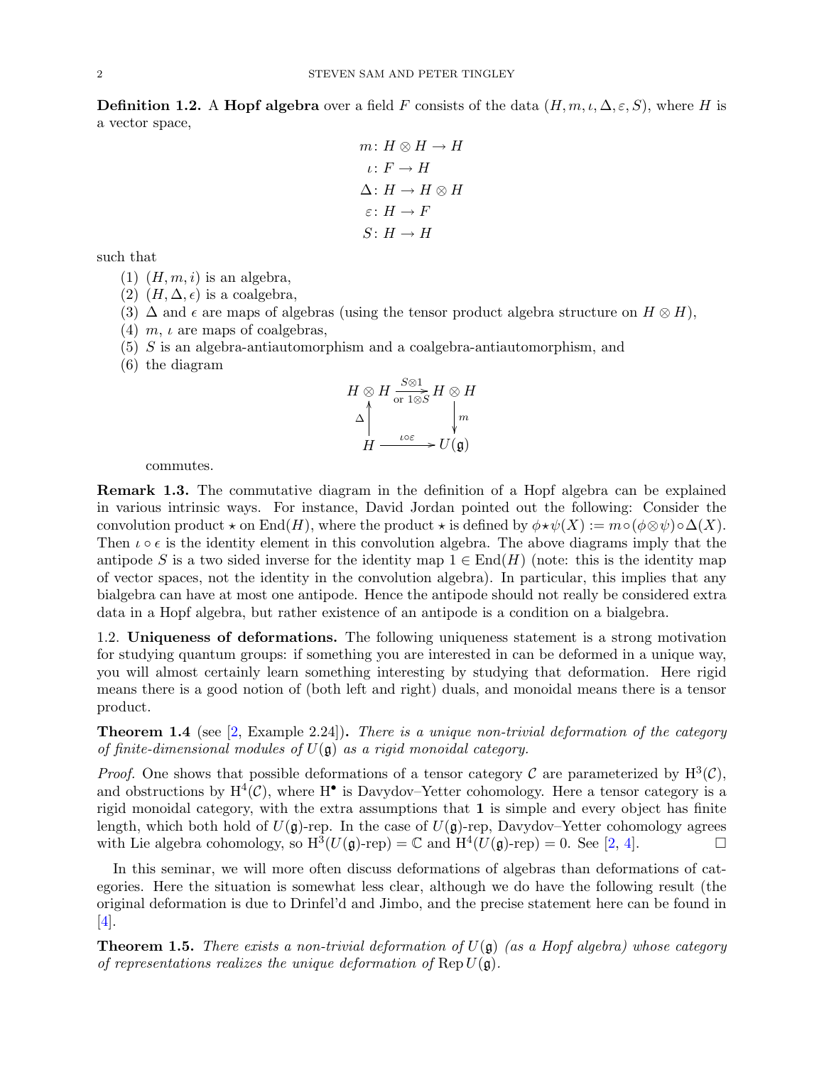**Definition 1.2.** A **Hopf algebra** over a field $F$ consists of the data $(H, m, \iota, \Delta, \varepsilon, S)$, where $H$ is a vector space,

$$
\begin{aligned}
m\colon H \otimes H &\to H \\
\iota\colon F &\to H \\
\Delta\colon H &\to H \otimes H \\
\varepsilon\colon H &\to F \\
S\colon H &\to H
\end{aligned}
$$

such that

1. $(H, m, i)$ is an algebra,
2. $(H, \Delta, \epsilon)$ is a coalgebra,
3. $\Delta$ and $\epsilon$ are maps of algebras (using the tensor product algebra structure on $H \otimes H$),
4. $m$, $\iota$ are maps of coalgebras,
5. $S$ is an algebra-antiautomorphism and a coalgebra-antiautomorphism, and
6. the diagram

$$
\begin{array}{ccc}
H \otimes H & \xrightarrow[\text{or } 1 \otimes S]{S \otimes 1} & H \otimes H \\
\Delta \uparrow & & \downarrow m \\
H & \xrightarrow{\iota \circ \varepsilon} & U(\mathfrak{g})
\end{array}
$$

commutes.

**Remark 1.3.** The commutative diagram in the definition of a Hopf algebra can be explained in various intrinsic ways. For instance, David Jordan pointed out the following: Consider the convolution product $\star$ on $\mathrm{End}(H)$, where the product $\star$ is defined by $\phi \star \psi(X) := m \circ (\phi \otimes \psi) \circ \Delta(X)$. Then $\iota \circ \epsilon$ is the identity element in this convolution algebra. The above diagrams imply that the antipode $S$ is a two sided inverse for the identity map $1 \in \mathrm{End}(H)$ (note: this is the identity map of vector spaces, not the identity in the convolution algebra). In particular, this implies that any bialgebra can have at most one antipode. Hence the antipode should not really be considered extra data in a Hopf algebra, but rather existence of an antipode is a condition on a bialgebra.

1.2. **Uniqueness of deformations.** The following uniqueness statement is a strong motivation for studying quantum groups: if something you are interested in can be deformed in a unique way, you will almost certainly learn something interesting by studying that deformation. Here rigid means there is a good notion of (both left and right) duals, and monoidal means there is a tensor product.

**Theorem 1.4** (see [2, Example 2.24])**.** *There is a unique non-trivial deformation of the category of finite-dimensional modules of $U(\mathfrak{g})$ as a rigid monoidal category.*

*Proof.* One shows that possible deformations of a tensor category $\mathcal{C}$ are parameterized by $\mathrm{H}^3(\mathcal{C})$, and obstructions by $\mathrm{H}^4(\mathcal{C})$, where $\mathrm{H}^\bullet$ is Davydov–Yetter cohomology. Here a tensor category is a rigid monoidal category, with the extra assumptions that $\mathbf{1}$ is simple and every object has finite length, which both hold of $U(\mathfrak{g})$-rep. In the case of $U(\mathfrak{g})$-rep, Davydov–Yetter cohomology agrees with Lie algebra cohomology, so $\mathrm{H}^3(U(\mathfrak{g})\text{-rep}) = \mathbb{C}$ and $\mathrm{H}^4(U(\mathfrak{g})\text{-rep}) = 0$. See [2, 4]. □

In this seminar, we will more often discuss deformations of algebras than deformations of categories. Here the situation is somewhat less clear, although we do have the following result (the original deformation is due to Drinfel'd and Jimbo, and the precise statement here can be found in [4].

**Theorem 1.5.** *There exists a non-trivial deformation of $U(\mathfrak{g})$ (as a Hopf algebra) whose category of representations realizes the unique deformation of $\mathrm{Rep}\, U(\mathfrak{g})$.*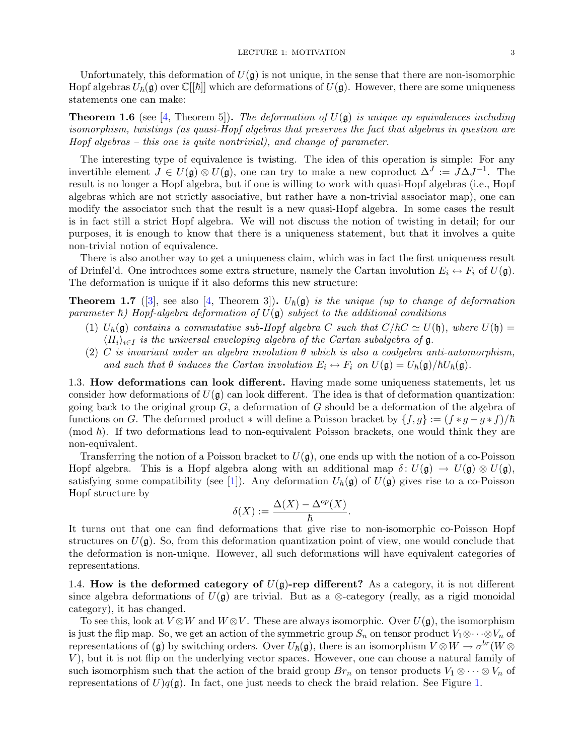Unfortunately, this deformation of $U(\mathfrak{g})$ is not unique, in the sense that there are non-isomorphic Hopf algebras $U_\hbar(\mathfrak{g})$ over $\mathbb{C}[[\hbar]]$ which are deformations of $U(\mathfrak{g})$. However, there are some uniqueness statements one can make:

**Theorem 1.6** (see [4, Theorem 5]). *The deformation of $U(\mathfrak{g})$ is unique up equivalences including isomorphism, twistings (as quasi-Hopf algebras that preserves the fact that algebras in question are Hopf algebras – this one is quite nontrivial), and change of parameter.*

The interesting type of equivalence is twisting. The idea of this operation is simple: For any invertible element $J \in U(\mathfrak{g}) \otimes U(\mathfrak{g})$, one can try to make a new coproduct $\Delta^J := J\Delta J^{-1}$. The result is no longer a Hopf algebra, but if one is willing to work with quasi-Hopf algebras (i.e., Hopf algebras which are not strictly associative, but rather have a non-trivial associator map), one can modify the associator such that the result is a new quasi-Hopf algebra. In some cases the result is in fact still a strict Hopf algebra. We will not discuss the notion of twisting in detail; for our purposes, it is enough to know that there is a uniqueness statement, but that it involves a quite non-trivial notion of equivalence.

There is also another way to get a uniqueness claim, which was in fact the first uniqueness result of Drinfel'd. One introduces some extra structure, namely the Cartan involution $E_i \leftrightarrow F_i$ of $U(\mathfrak{g})$. The deformation is unique if it also deforms this new structure:

**Theorem 1.7** ([3], see also [4, Theorem 3]). *$U_\hbar(\mathfrak{g})$ is the unique (up to change of deformation parameter $\hbar$) Hopf-algebra deformation of $U(\mathfrak{g})$ subject to the additional conditions*

1. *$U_\hbar(\mathfrak{g})$ contains a commutative sub-Hopf algebra $C$ such that $C/\hbar C \simeq U(\mathfrak{h})$, where $U(\mathfrak{h}) = \langle H_i \rangle_{i \in I}$ is the universal enveloping algebra of the Cartan subalgebra of $\mathfrak{g}$.*
2. *$C$ is invariant under an algebra involution $\theta$ which is also a coalgebra anti-automorphism, and such that $\theta$ induces the Cartan involution $E_i \leftrightarrow F_i$ on $U(\mathfrak{g}) = U_\hbar(\mathfrak{g})/\hbar U_\hbar(\mathfrak{g})$.*

1.3. **How deformations can look different.** Having made some uniqueness statements, let us consider how deformations of $U(\mathfrak{g})$ can look different. The idea is that of deformation quantization: going back to the original group $G$, a deformation of $G$ should be a deformation of the algebra of functions on $G$. The deformed product $*$ will define a Poisson bracket by $\{f, g\} := (f * g - g * f)/\hbar \pmod{\hbar}$. If two deformations lead to non-equivalent Poisson brackets, one would think they are non-equivalent.

Transferring the notion of a Poisson bracket to $U(\mathfrak{g})$, one ends up with the notion of a co-Poisson Hopf algebra. This is a Hopf algebra along with an additional map $\delta \colon U(\mathfrak{g}) \to U(\mathfrak{g}) \otimes U(\mathfrak{g})$, satisfying some compatibility (see [1]). Any deformation $U_\hbar(\mathfrak{g})$ of $U(\mathfrak{g})$ gives rise to a co-Poisson Hopf structure by

$$\delta(X) := \frac{\Delta(X) - \Delta^{op}(X)}{\hbar}.$$

It turns out that one can find deformations that give rise to non-isomorphic co-Poisson Hopf structures on $U(\mathfrak{g})$. So, from this deformation quantization point of view, one would conclude that the deformation is non-unique. However, all such deformations will have equivalent categories of representations.

1.4. **How is the deformed category of $U(\mathfrak{g})$-rep different?** As a category, it is not different since algebra deformations of $U(\mathfrak{g})$ are trivial. But as a $\otimes$-category (really, as a rigid monoidal category), it has changed.

To see this, look at $V \otimes W$ and $W \otimes V$. These are always isomorphic. Over $U(\mathfrak{g})$, the isomorphism is just the flip map. So, we get an action of the symmetric group $S_n$ on tensor product $V_1 \otimes \cdots \otimes V_n$ of representations of ($\mathfrak{g}$) by switching orders. Over $U_\hbar(\mathfrak{g})$, there is an isomorphism $V \otimes W \to \sigma^{br}(W \otimes V)$, but it is not flip on the underlying vector spaces. However, one can choose a natural family of such isomorphism such that the action of the braid group $Br_n$ on tensor products $V_1 \otimes \cdots \otimes V_n$ of representations of $U)q(\mathfrak{g})$. In fact, one just needs to check the braid relation. See Figure 1.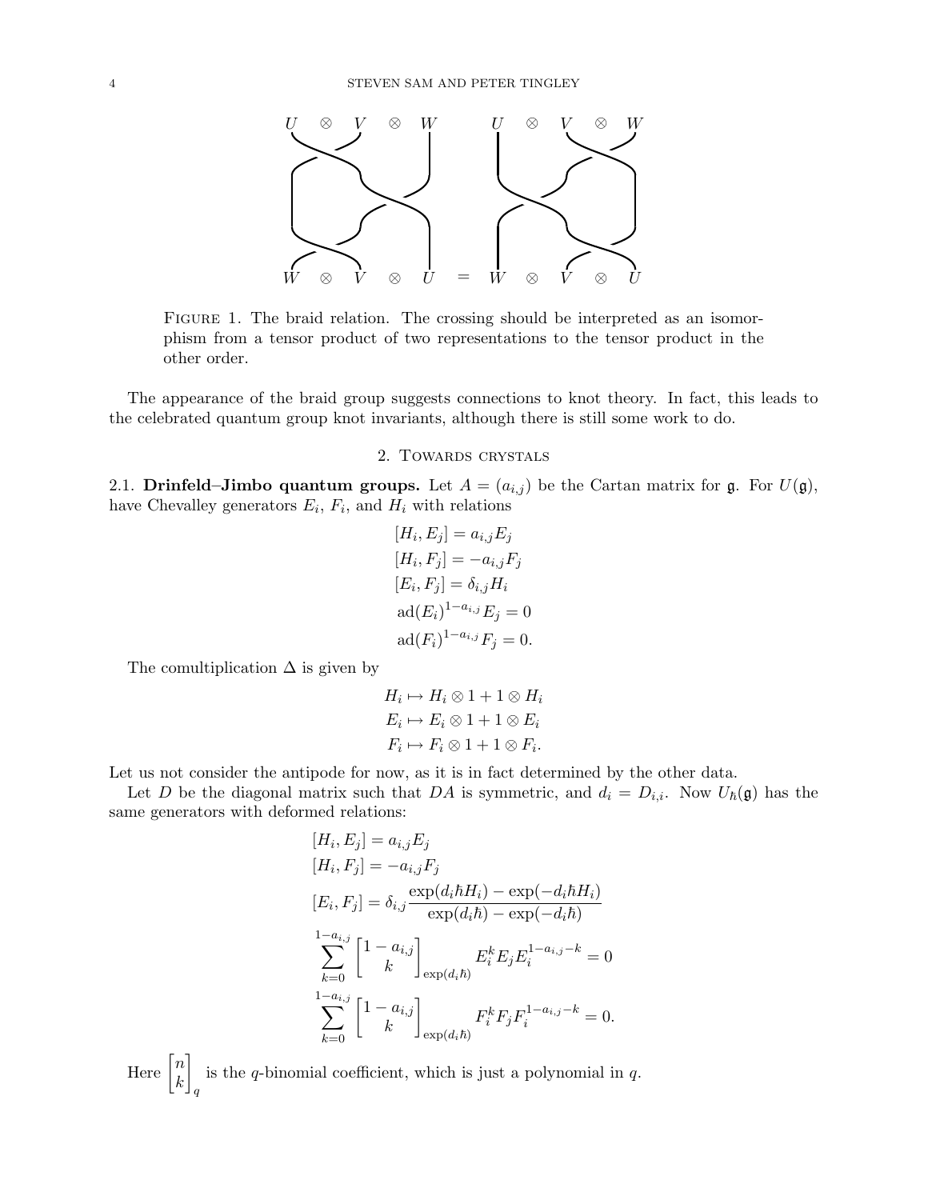U ⊗ V ⊗ W    U ⊗ V ⊗ W

W ⊗ V ⊗ U = W ⊗ V ⊗ U

Figure 1. The braid relation. The crossing should be interpreted as an isomorphism from a tensor product of two representations to the tensor product in the other order.

The appearance of the braid group suggests connections to knot theory. In fact, this leads to the celebrated quantum group knot invariants, although there is still some work to do.

## 2. Towards crystals

**2.1. Drinfeld–Jimbo quantum groups.** Let $A = (a_{i,j})$ be the Cartan matrix for $\mathfrak{g}$. For $U(\mathfrak{g})$, have Chevalley generators $E_i$, $F_i$, and $H_i$ with relations

$$
\begin{aligned}
[H_i, E_j] &= a_{i,j} E_j \\
[H_i, F_j] &= -a_{i,j} F_j \\
[E_i, F_j] &= \delta_{i,j} H_i \\
\mathrm{ad}(E_i)^{1-a_{i,j}} E_j &= 0 \\
\mathrm{ad}(F_i)^{1-a_{i,j}} F_j &= 0.
\end{aligned}
$$

The comultiplication $\Delta$ is given by

$$
\begin{aligned}
H_i &\mapsto H_i \otimes 1 + 1 \otimes H_i \\
E_i &\mapsto E_i \otimes 1 + 1 \otimes E_i \\
F_i &\mapsto F_i \otimes 1 + 1 \otimes F_i.
\end{aligned}
$$

Let us not consider the antipode for now, as it is in fact determined by the other data.

Let $D$ be the diagonal matrix such that $DA$ is symmetric, and $d_i = D_{i,i}$. Now $U_\hbar(\mathfrak{g})$ has the same generators with deformed relations:

$$
\begin{aligned}
[H_i, E_j] &= a_{i,j} E_j \\
[H_i, F_j] &= -a_{i,j} F_j \\
[E_i, F_j] &= \delta_{i,j} \frac{\exp(d_i \hbar H_i) - \exp(-d_i \hbar H_i)}{\exp(d_i \hbar) - \exp(-d_i \hbar)} \\
\sum_{k=0}^{1-a_{i,j}} \begin{bmatrix} 1-a_{i,j} \\ k \end{bmatrix}_{\exp(d_i \hbar)} E_i^k E_j E_i^{1-a_{i,j}-k} &= 0 \\
\sum_{k=0}^{1-a_{i,j}} \begin{bmatrix} 1-a_{i,j} \\ k \end{bmatrix}_{\exp(d_i \hbar)} F_i^k F_j F_i^{1-a_{i,j}-k} &= 0.
\end{aligned}
$$

Here $\begin{bmatrix} n \\ k \end{bmatrix}_q$ is the $q$-binomial coefficient, which is just a polynomial in $q$.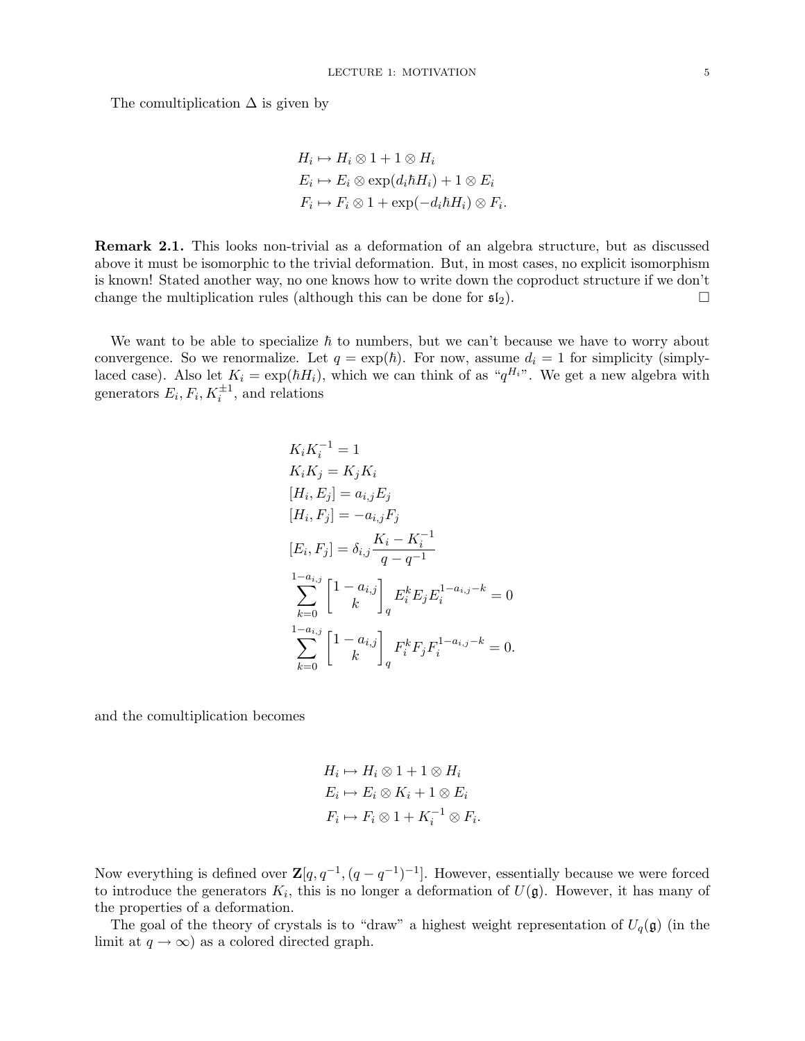The comultiplication $\Delta$ is given by

$$
\begin{aligned}
H_i &\mapsto H_i \otimes 1 + 1 \otimes H_i \\
E_i &\mapsto E_i \otimes \exp(d_i \hbar H_i) + 1 \otimes E_i \\
F_i &\mapsto F_i \otimes 1 + \exp(-d_i \hbar H_i) \otimes F_i.
\end{aligned}
$$

**Remark 2.1.** This looks non-trivial as a deformation of an algebra structure, but as discussed above it must be isomorphic to the trivial deformation. But, in most cases, no explicit isomorphism is known! Stated another way, no one knows how to write down the coproduct structure if we don't change the multiplication rules (although this can be done for $\mathfrak{sl}_2$). □

We want to be able to specialize $\hbar$ to numbers, but we can't because we have to worry about convergence. So we renormalize. Let $q = \exp(\hbar)$. For now, assume $d_i = 1$ for simplicity (simply-laced case). Also let $K_i = \exp(\hbar H_i)$, which we can think of as "$q^{H_i}$". We get a new algebra with generators $E_i, F_i, K_i^{\pm 1}$, and relations

$$
\begin{aligned}
&K_i K_i^{-1} = 1 \\
&K_i K_j = K_j K_i \\
&[H_i, E_j] = a_{i,j} E_j \\
&[H_i, F_j] = -a_{i,j} F_j \\
&[E_i, F_j] = \delta_{i,j} \frac{K_i - K_i^{-1}}{q - q^{-1}} \\
&\sum_{k=0}^{1-a_{i,j}} \begin{bmatrix} 1 - a_{i,j} \\ k \end{bmatrix}_q E_i^k E_j E_i^{1-a_{i,j}-k} = 0 \\
&\sum_{k=0}^{1-a_{i,j}} \begin{bmatrix} 1 - a_{i,j} \\ k \end{bmatrix}_q F_i^k F_j F_i^{1-a_{i,j}-k} = 0.
\end{aligned}
$$

and the comultiplication becomes

$$
\begin{aligned}
H_i &\mapsto H_i \otimes 1 + 1 \otimes H_i \\
E_i &\mapsto E_i \otimes K_i + 1 \otimes E_i \\
F_i &\mapsto F_i \otimes 1 + K_i^{-1} \otimes F_i.
\end{aligned}
$$

Now everything is defined over $\mathbf{Z}[q, q^{-1}, (q - q^{-1})^{-1}]$. However, essentially because we were forced to introduce the generators $K_i$, this is no longer a deformation of $U(\mathfrak{g})$. However, it has many of the properties of a deformation.

The goal of the theory of crystals is to "draw" a highest weight representation of $U_q(\mathfrak{g})$ (in the limit at $q \to \infty$) as a colored directed graph.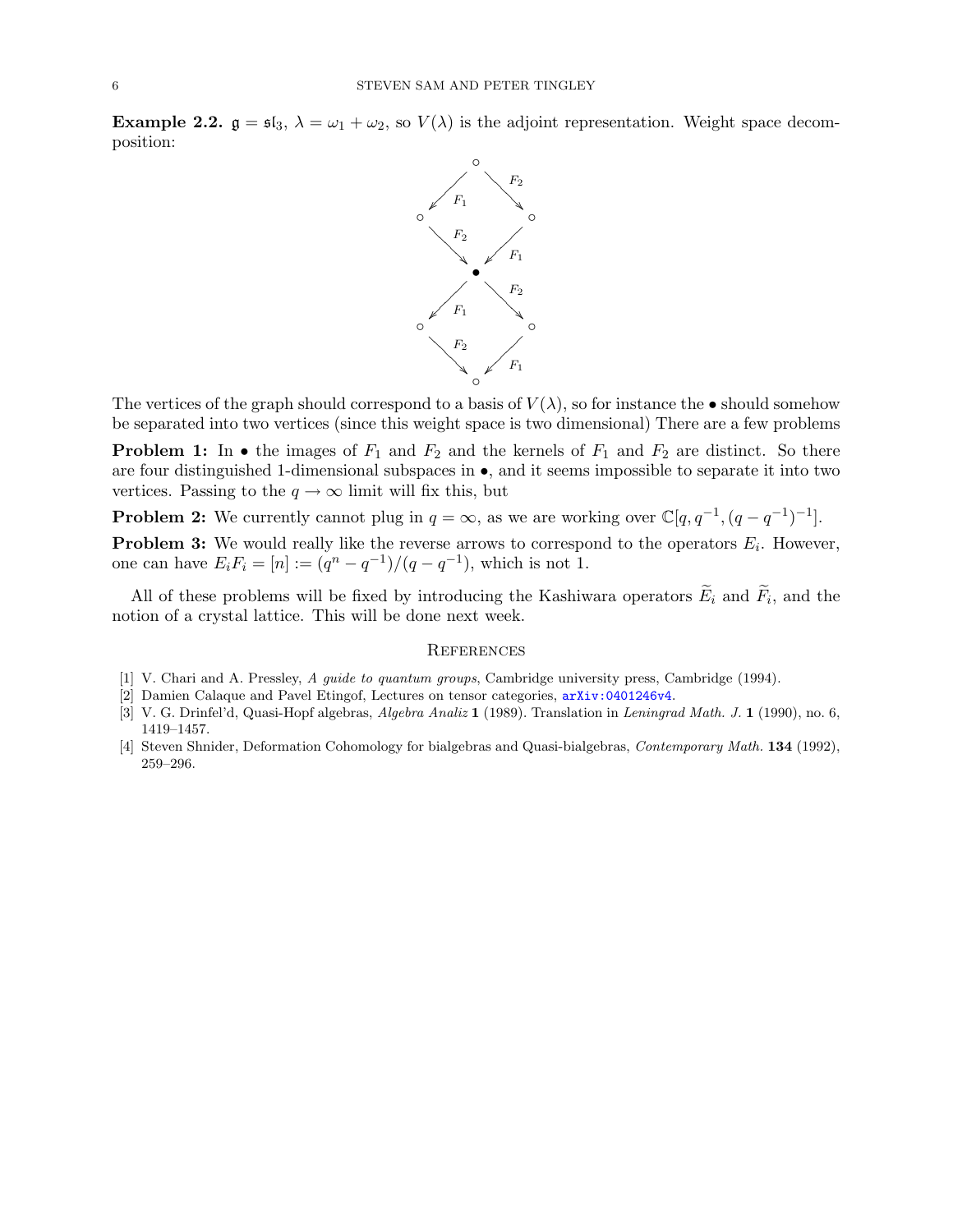**Example 2.2.** $\mathfrak{g} = \mathfrak{sl}_3$, $\lambda = \omega_1 + \omega_2$, so $V(\lambda)$ is the adjoint representation. Weight space decomposition:

$F_2$
$F_1$
$F_2$
$F_1$
$F_2$
$F_1$
$F_2$
$F_1$

The vertices of the graph should correspond to a basis of $V(\lambda)$, so for instance the $\bullet$ should somehow be separated into two vertices (since this weight space is two dimensional) There are a few problems

**Problem 1:** In $\bullet$ the images of $F_1$ and $F_2$ and the kernels of $F_1$ and $F_2$ are distinct. So there are four distinguished 1-dimensional subspaces in $\bullet$, and it seems impossible to separate it into two vertices. Passing to the $q \to \infty$ limit will fix this, but

**Problem 2:** We currently cannot plug in $q = \infty$, as we are working over $\mathbb{C}[q, q^{-1}, (q - q^{-1})^{-1}]$.

**Problem 3:** We would really like the reverse arrows to correspond to the operators $E_i$. However, one can have $E_i F_i = [n] := (q^n - q^{-1})/(q - q^{-1})$, which is not 1.

All of these problems will be fixed by introducing the Kashiwara operators $\widetilde{E}_i$ and $\widetilde{F}_i$, and the notion of a crystal lattice. This will be done next week.

## References

[1] V. Chari and A. Pressley, *A guide to quantum groups*, Cambridge university press, Cambridge (1994).

[2] Damien Calaque and Pavel Etingof, Lectures on tensor categories, arXiv:0401246v4.

[3] V. G. Drinfel'd, Quasi-Hopf algebras, *Algebra Analiz* **1** (1989). Translation in *Leningrad Math. J.* **1** (1990), no. 6, 1419–1457.

[4] Steven Shnider, Deformation Cohomology for bialgebras and Quasi-bialgebras, *Contemporary Math.* **134** (1992), 259–296.